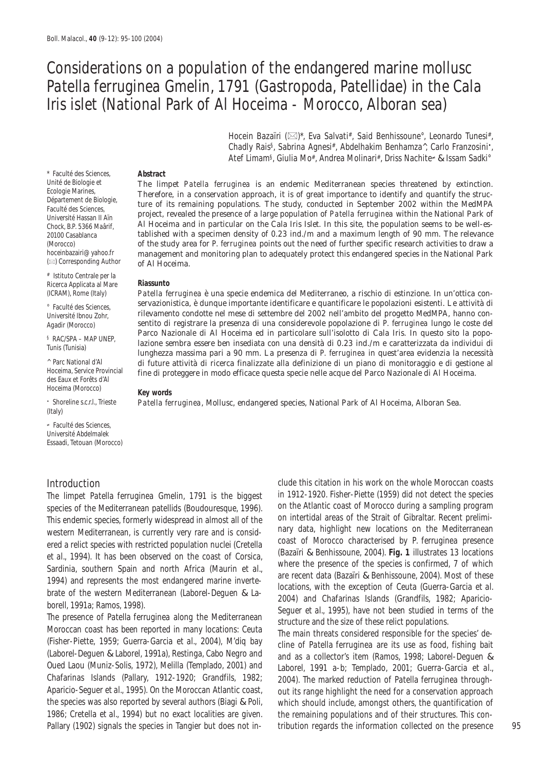# Considerations on a population of the endangered marine mollusc *Patella ferruginea* Gmelin, 1791 (Gastropoda, Patellidae) in the Cala Iris islet (National Park of Al Hoceima - Morocco, Alboran sea)

Hocein Bazaïri (✉)*, Eva Salvati#, Said Benhissoune°, Leonardo Tunesi#, Chadly Rais§, Sabrina Agnesi#, Abdelhakim Benhamza^, Carlo Franzosini•, Atef Limam§, Giulia Mo#, Andrea Molinari#, Driss Nachite⌐ & Issam Sadki°

\* Faculté des Sciences, Unité de Biologie et Ecologie Marines, Département de Biologie, Faculté des Sciences, Université Hassan II Aïn Chock, B.P. 5366 Maârif, 20100 Casablanca (Morocco) hoceinbazairi@yahoo.fr (✉) Corresponding Author

\# Istituto Centrale per la Ricerca Applicata al Mare (ICRAM), Rome (Italy)

° Faculté des Sciences, Université Ibnou Zohr, Agadir (Morocco)

§ RAC/SPA – MAP UNEP, Tunis (Tunisia)

^ Parc National d'Al Hoceima, Service Provincial des Eaux et Forêts d'Al Hoceima (Morocco)

• Shoreline s.c.r.l., Trieste (Italy)

⌐ Faculté des Sciences, Université Abdelmalek Essaadi, Tetouan (Morocco)

**Abstract**

The limpet *Patella ferruginea* is an endemic Mediterranean species threatened by extinction. Therefore, in a conservation approach, it is of great importance to identify and quantify the structure of its remaining populations. The study, conducted in September 2002 within the MedMPA project, revealed the presence of a large population of *Patella ferruginea* within the National Park of Al Hoceima and in particular on the Cala Iris Islet. In this site, the population seems to be well-established with a specimen density of 0.23 ind./m and a maximum length of 90 mm. The relevance of the study area for *P. ferruginea* points out the need of further specific research activities to draw a management and monitoring plan to adequately protect this endangered species in the National Park of Al Hoceima.

**Riassunto**

*Patella ferruginea* è una specie endemica del Mediterraneo, a rischio di estinzione. In un'ottica conservazionistica, è dunque importante identificare e quantificare le popolazioni esistenti. Le attività di rilevamento condotte nel mese di settembre del 2002 nell'ambito del progetto MedMPA, hanno consentito di registrare la presenza di una considerevole popolazione di *P. ferruginea* lungo le coste del Parco Nazionale di Al Hoceima ed in particolare sull'isolotto di Cala Iris. In questo sito la popolazione sembra essere ben insediata con una densità di 0.23 ind./m e caratterizzata da individui di lunghezza massima pari a 90 mm. La presenza di *P. ferruginea* in quest'area evidenzia la necessità di future attività di ricerca finalizzate alla definizione di un piano di monitoraggio e di gestione al fine di proteggere in modo efficace questa specie nelle acque del Parco Nazionale di Al Hoceima.

**Key words**

*Patella ferruginea*, Mollusc, endangered species, National Park of Al Hoceima, Alboran Sea.

## Introduction

The limpet *Patella ferruginea* Gmelin, 1791 is the biggest species of the Mediterranean patellids (Boudouresque, 1996). This endemic species, formerly widespread in almost all of the western Mediterranean, is currently very rare and is considered a relict species with restricted population nuclei (Cretella et al., 1994). It has been observed on the coast of Corsica, Sardinia, southern Spain and north Africa (Maurin et al., 1994) and represents the most endangered marine invertebrate of the western Mediterranean (Laborel-Deguen & Laborell, 1991a; Ramos, 1998).

The presence of *Patella ferruginea* along the Mediterranean Moroccan coast has been reported in many locations: Ceuta (Fisher-Piette, 1959; Guerra-Garcia et al., 2004), M'diq bay (Laborel-Deguen & Laborel, 1991a), Restinga, Cabo Negro and Oued Laou (Muniz-Solis, 1972), Melilla (Templado, 2001) and Chafarinas Islands (Pallary, 1912-1920; Grandfils, 1982; Aparicio-Seguer et al., 1995). On the Moroccan Atlantic coast, the species was also reported by several authors (Biagi & Poli, 1986; Cretella et al., 1994) but no exact localities are given. Pallary (1902) signals the species in Tangier but does not include this citation in his work on the whole Moroccan coasts in 1912-1920. Fisher-Piette (1959) did not detect the species on the Atlantic coast of Morocco during a sampling program on intertidal areas of the Strait of Gibraltar. Recent preliminary data, highlight new locations on the Mediterranean coast of Morocco characterised by *P. ferruginea* presence (Bazaïri & Benhissoune, 2004). **Fig. 1** illustrates 13 locations where the presence of the species is confirmed, 7 of which are recent data (Bazaïri & Benhissoune, 2004). Most of these locations, with the exception of Ceuta (Guerra-Garcia et al. 2004) and Chafarinas Islands (Grandfils, 1982; Aparicio-Seguer et al., 1995), have not been studied in terms of the structure and the size of these relict populations.

The main threats considered responsible for the species' decline of *Patella ferruginea* are its use as food, fishing bait and as a collector's item (Ramos, 1998; Laborel-Deguen & Laborel, 1991 a-b; Templado, 2001; Guerra-Garcia et al., 2004). The marked reduction of *Patella ferruginea* throughout its range highlight the need for a conservation approach which should include, amongst others, the quantification of the remaining populations and of their structures. This contribution regards the information collected on the presence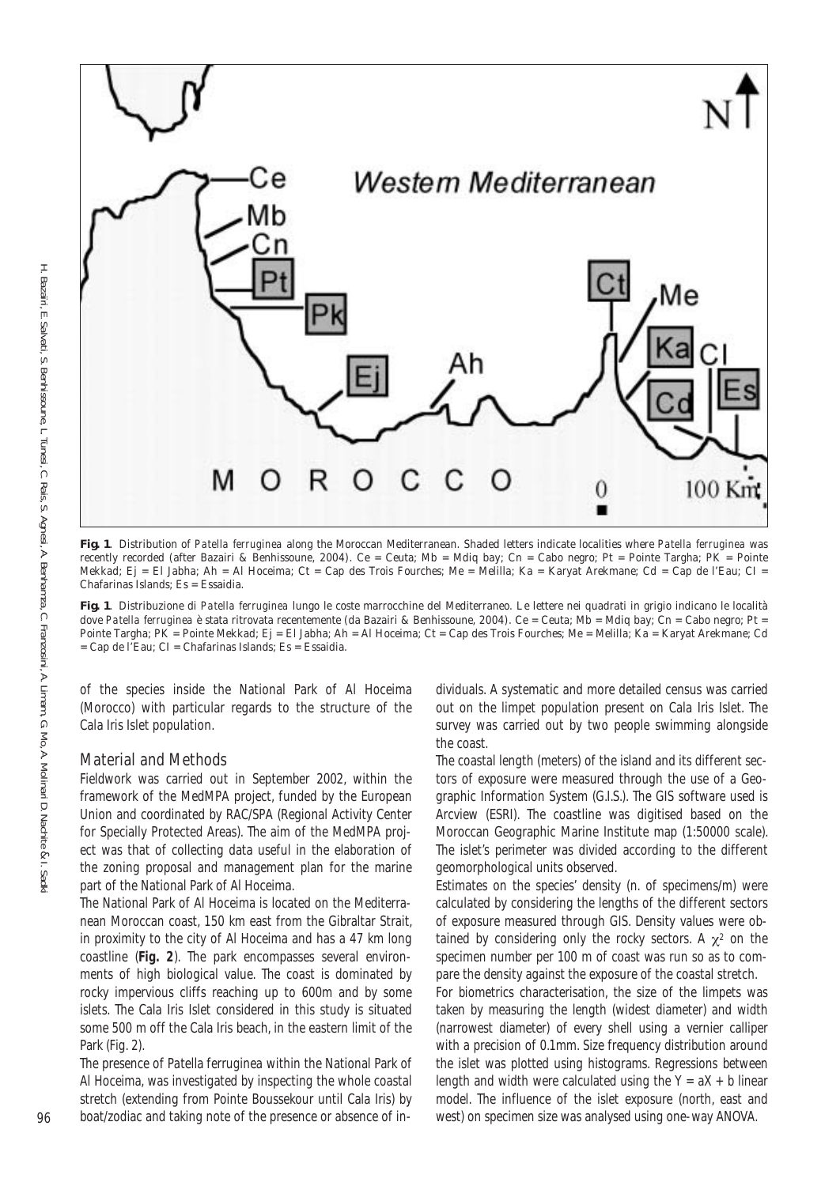**Fig. 1**. Distribution of *Patella ferruginea* along the Moroccan Mediterranean. Shaded letters indicate localities where *Patella ferruginea* was recently recorded (after Bazairi & Benhissoune, 2004). Ce = Ceuta; Mb = Mdiq bay; Cn = Cabo negro; Pt = Pointe Targha; PK = Pointe Mekkad; Ej = El Jabha; Ah = Al Hoceima; Ct = Cap des Trois Fourches; Me = Melilla; Ka = Karyat Arekmane; Cd = Cap de l'Eau; CI = Chafarinas Islands; Es = Essaidia.

**Fig. 1**. Distribuzione di *Patella ferruginea* lungo le coste marrocchine del Mediterraneo. Le lettere nei quadrati in grigio indicano le località dove *Patella ferruginea* è stata ritrovata recentemente (da Bazairi & Benhissoune, 2004). Ce = Ceuta; Mb = Mdiq bay; Cn = Cabo negro; Pt = Pointe Targha; PK = Pointe Mekkad; Ej = El Jabha; Ah = Al Hoceima; Ct = Cap des Trois Fourches; Me = Melilla; Ka = Karyat Arekmane; Cd = Cap de l'Eau; CI = Chafarinas Islands; Es = Essaidia.

of the species inside the National Park of Al Hoceima (Morocco) with particular regards to the structure of the Cala Iris Islet population.

## Material and Methods

Fieldwork was carried out in September 2002, within the framework of the MedMPA project, funded by the European Union and coordinated by RAC/SPA (Regional Activity Center for Specially Protected Areas). The aim of the MedMPA project was that of collecting data useful in the elaboration of the zoning proposal and management plan for the marine part of the National Park of Al Hoceima.

The National Park of Al Hoceima is located on the Mediterranean Moroccan coast, 150 km east from the Gibraltar Strait, in proximity to the city of Al Hoceima and has a 47 km long coastline (**Fig. 2**). The park encompasses several environments of high biological value. The coast is dominated by rocky impervious cliffs reaching up to 600m and by some islets. The Cala Iris Islet considered in this study is situated some 500 m off the Cala Iris beach, in the eastern limit of the Park (Fig. 2).

The presence of Patella ferruginea within the National Park of Al Hoceima, was investigated by inspecting the whole coastal stretch (extending from Pointe Boussekour until Cala Iris) by boat/zodiac and taking note of the presence or absence of individuals. A systematic and more detailed census was carried out on the limpet population present on Cala Iris Islet. The survey was carried out by two people swimming alongside the coast.

The coastal length (meters) of the island and its different sectors of exposure were measured through the use of a Geographic Information System (G.I.S.). The GIS software used is Arcview (ESRI). The coastline was digitised based on the Moroccan Geographic Marine Institute map (1:50000 scale). The islet's perimeter was divided according to the different geomorphological units observed.

Estimates on the species' density (n. of specimens/m) were calculated by considering the lengths of the different sectors of exposure measured through GIS. Density values were obtained by considering only the rocky sectors. A $\chi^2$ on the specimen number per 100 m of coast was run so as to compare the density against the exposure of the coastal stretch.

For biometrics characterisation, the size of the limpets was taken by measuring the length (widest diameter) and width (narrowest diameter) of every shell using a vernier calliper with a precision of 0.1mm. Size frequency distribution around the islet was plotted using histograms. Regressions between length and width were calculated using the $Y = aX + b$ linear model. The influence of the islet exposure (north, east and west) on specimen size was analysed using one-way ANOVA.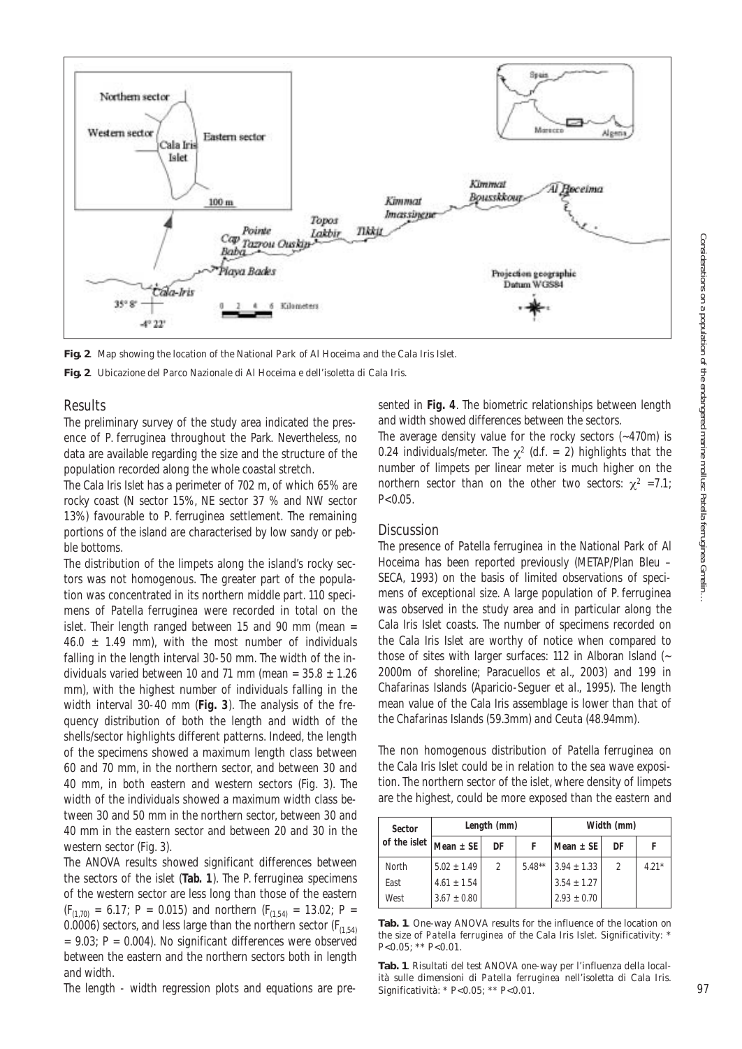**Fig. 2**. Map showing the location of the National Park of Al Hoceima and the Cala Iris Islet.

**Fig. 2**. Ubicazione del Parco Nazionale di Al Hoceima e dell'isoletta di Cala Iris.

## Results

The preliminary survey of the study area indicated the presence of *P. ferruginea* throughout the Park. Nevertheless, no data are available regarding the size and the structure of the population recorded along the whole coastal stretch.

The Cala Iris Islet has a perimeter of 702 m, of which 65% are rocky coast (N sector 15%, NE sector 37 % and NW sector 13%) favourable to *P. ferruginea* settlement. The remaining portions of the island are characterised by low sandy or pebble bottoms.

The distribution of the limpets along the island's rocky sectors was not homogenous. The greater part of the population was concentrated in its northern middle part. 110 specimens of *Patella ferruginea* were recorded in total on the islet. Their length ranged between 15 and 90 mm (mean = 46.0 ± 1.49 mm), with the most number of individuals falling in the length interval 30-50 mm. The width of the individuals varied between 10 and 71 mm (mean = 35.8 ± 1.26 mm), with the highest number of individuals falling in the width interval 30-40 mm (**Fig. 3**). The analysis of the frequency distribution of both the length and width of the shells/sector highlights different patterns. Indeed, the length of the specimens showed a maximum length class between 60 and 70 mm, in the northern sector, and between 30 and 40 mm, in both eastern and western sectors (Fig. 3). The width of the individuals showed a maximum width class between 30 and 50 mm in the northern sector, between 30 and 40 mm in the eastern sector and between 20 and 30 in the western sector (Fig. 3).

The ANOVA results showed significant differences between the sectors of the islet (**Tab. 1**). The *P. ferruginea* specimens of the western sector are less long than those of the eastern ($F_{(1,70)}$ = 6.17; P = 0.015) and northern ($F_{(1,54)}$ = 13.02; P = 0.0006) sectors, and less large than the northern sector ($F_{(1,54)}$ = 9.03; P = 0.004). No significant differences were observed between the eastern and the northern sectors both in length and width.

The length - width regression plots and equations are presented in **Fig. 4**. The biometric relationships between length and width showed differences between the sectors.

The average density value for the rocky sectors (~470m) is 0.24 individuals/meter. The $\chi^2$ (d.f. = 2) highlights that the number of limpets per linear meter is much higher on the northern sector than on the other two sectors: $\chi^2$ =7.1; P<0.05.

## Discussion

The presence of *Patella ferruginea* in the National Park of Al Hoceima has been reported previously (METAP/Plan Bleu – SECA, 1993) on the basis of limited observations of specimens of exceptional size. A large population of *P. ferruginea* was observed in the study area and in particular along the Cala Iris Islet coasts. The number of specimens recorded on the Cala Iris Islet are worthy of notice when compared to those of sites with larger surfaces: 112 in Alboran Island (~ 2000m of shoreline; Paracuellos et al., 2003) and 199 in Chafarinas Islands (Aparicio-Seguer et al., 1995). The length mean value of the Cala Iris assemblage is lower than that of the Chafarinas Islands (59.3mm) and Ceuta (48.94mm).

The non homogenous distribution of *Patella ferruginea* on the Cala Iris Islet could be in relation to the sea wave exposition. The northern sector of the islet, where density of limpets are the highest, could be more exposed than the eastern and

| Sector of the islet | Length (mm) | | | Width (mm) | | |
|---|---|---|---|---|---|---|
| | Mean ± SE | DF | F | Mean ± SE | DF | F |
| North | 5.02 ± 1.49 | 2 | 5.48** | 3.94 ± 1.33 | 2 | 4.21* |
| East | 4.61 ± 1.54 | | | 3.54 ± 1.27 | | |
| West | 3.67 ± 0.80 | | | 2.93 ± 0.70 | | |

**Tab. 1**. One-way ANOVA results for the influence of the location on the size of *Patella ferruginea* of the Cala Iris Islet. Significativity: * P<0.05; ** P<0.01.

**Tab. 1**. Risultati del test ANOVA one-way per l'influenza della località sulle dimensioni di *Patella ferruginea* nell'isoletta di Cala Iris. Significatività: * P<0.05; ** P<0.01.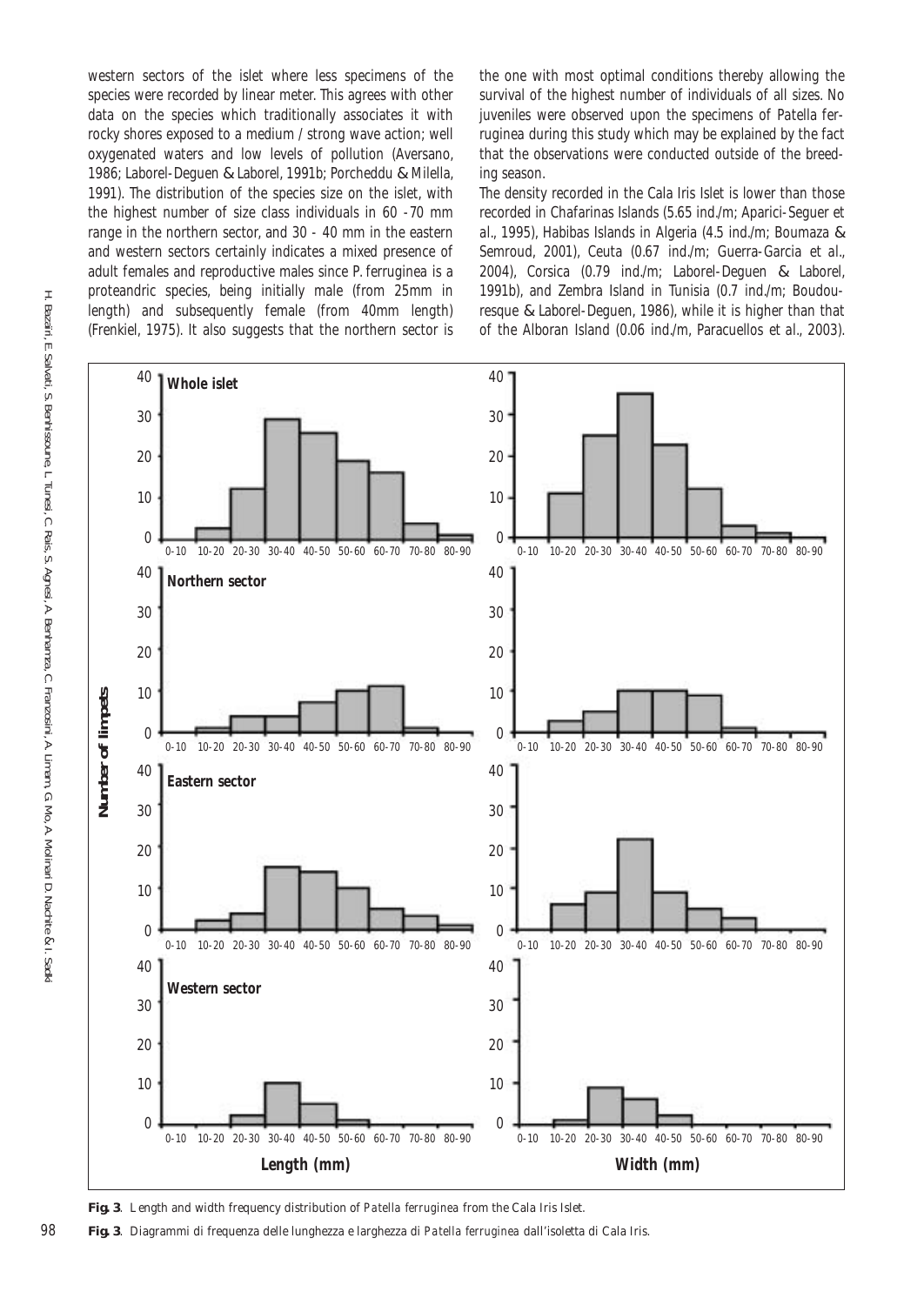western sectors of the islet where less specimens of the species were recorded by linear meter. This agrees with other data on the species which traditionally associates it with rocky shores exposed to a medium / strong wave action; well oxygenated waters and low levels of pollution (Aversano, 1986; Laborel-Deguen & Laborel, 1991b; Porcheddu & Milella, 1991). The distribution of the species size on the islet, with the highest number of size class individuals in 60 - 70 mm range in the northern sector, and 30 - 40 mm in the eastern and western sectors certainly indicates a mixed presence of adult females and reproductive males since P. ferruginea is a proteandric species, being initially male (from 25mm in length) and subsequently female (from 40mm length) (Frenkiel, 1975). It also suggests that the northern sector is the one with most optimal conditions thereby allowing the survival of the highest number of individuals of all sizes. No juveniles were observed upon the specimens of *Patella ferruginea* during this study which may be explained by the fact that the observations were conducted outside of the breeding season.

The density recorded in the Cala Iris Islet is lower than those recorded in Chafarinas Islands (5.65 ind./m; Aparici-Seguer et al., 1995), Habibas Islands in Algeria (4.5 ind./m; Boumaza & Semroud, 2001), Ceuta (0.67 ind./m; Guerra-Garcia et al., 2004), Corsica (0.79 ind./m; Laborel-Deguen & Laborel, 1991b), and Zembra Island in Tunisia (0.7 ind./m; Boudouresque & Laborel-Deguen, 1986), while it is higher than that of the Alboran Island (0.06 ind./m, Paracuellos et al., 2003).

**Fig. 3**. Length and width frequency distribution of *Patella ferruginea* from the Cala Iris Islet.

**Fig. 3**. Diagrammi di frequenza delle lunghezza e larghezza di *Patella ferruginea* dall'isoletta di Cala Iris.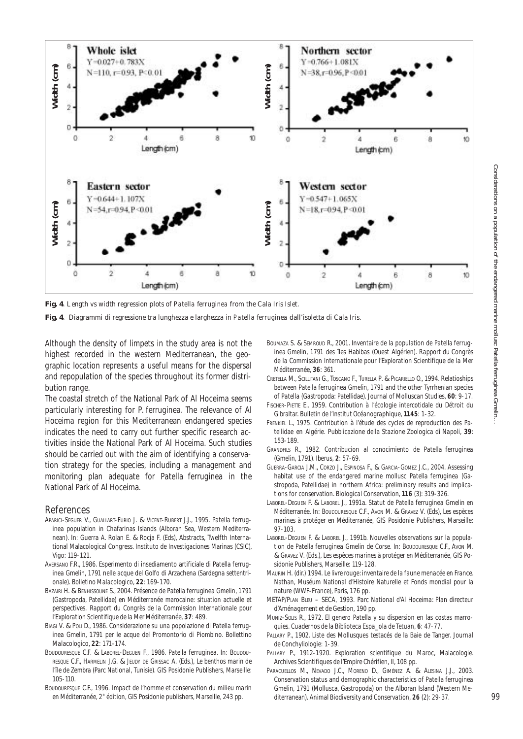**Fig. 4**. Length vs width regression plots of *Patella ferruginea* from the Cala Iris Islet.

**Fig. 4**. Diagrammi di regressione tra lunghezza e larghezza in *Patella ferruginea* dall'isoletta di Cala Iris.

Although the density of limpets in the study area is not the highest recorded in the western Mediterranean, the geographic location represents a useful means for the dispersal and repopulation of the species throughout its former distribution range.

The coastal stretch of the National Park of Al Hoceima seems particularly interesting for *P. ferruginea*. The relevance of Al Hoceima region for this Mediterranean endangered species indicates the need to carry out further specific research activities inside the National Park of Al Hoceima. Such studies should be carried out with the aim of identifying a conservation strategy for the species, including a management and monitoring plan adequate for *Patella ferruginea* in the National Park of Al Hoceima.

## References

APARICI-SEGUER V., GUALLART-FURIO J. & VICENT-RUBERT J.J., 1995. Patella ferruginea population in Chafarinas Islands (Alboran Sea, Western Mediterranean). In: Guerra A. Rolan E. & Rocja F. (Eds), Abstracts, Twelfth International Malacological Congress. Instituto de Investigaciones Marinas (CSIC), Vigo: 119-121.

AVERSANO F.R., 1986. Esperimento di insediamento artificiale di Patella ferruginea Gmelin, 1791 nelle acque del Golfo di Arzachena (Sardegna settentrionale). Bolletino Malacologico, **22**: 169-170.

BAZAIRI H. & BENHISSOUNE S., 2004. Présence de Patella ferruginea Gmelin, 1791 (Gastropoda, Patellidae) en Méditerranée marocaine: situation actuelle et perspectives. Rapport du Congrès de la Commission Internationale pour l'Exploration Scientifique de la Mer Méditerranée, **37**: 489.

BIAGI V. & POLI D., 1986. Considerazione su una popolazione di Patella ferruginea Gmelin, 1791 per le acque del Promontorio di Piombino. Bollettino Malacologico, **22**: 171-174.

BOUDOURESQUE C.F. & LABOREL-DEGUEN F., 1986. Patella ferruginea. In: BOUDOURESQUE C.F., HARMELIN J.G. & JEUDY DE GRISSAC A. (Eds.), Le benthos marin de l'île de Zembra (Parc National, Tunisie). GIS Posidonie Publishers, Marseille: 105-110.

BOUDOURESQUE C.F., 1996. Impact de l'homme et conservation du milieu marin en Méditerranée, 2° édition, GIS Posidonie publishers, Marseille, 243 pp.

BOUMAZA S. & SEMROUD R., 2001. Inventaire de la population de Patella ferruginea Gmelin, 1791 des îles Habibas (Ouest Algérien). Rapport du Congrès de la Commission Internationale pour l'Exploration Scientifique de la Mer Méditerranée, **36**: 361.

CRETELLA M., SCILLITANI G., TOSCANO F., TURELLA P. & PICARIELLO O., 1994. Relatioships between Patella ferruginea Gmelin, 1791 and the other Tyrrhenian species of Patella (Gastropoda: Patellidae). Journal of Molluscan Studies, **60**: 9-17.

FISCHER-PIETTE E., 1959. Contribution à l'écologie intercotidale du Détroit du Gibraltar. Bulletin de l'Institut Océanographique, **1145**: 1-32.

FRENKIEL L., 1975. Contribution à l'étude des cycles de reproduction des Patellidae en Algérie. Pubblicazione della Stazione Zoologica di Napoli, **39**: 153-189.

GRANDFILS R., 1982. Contribucion al conocimiento de Patella ferruginea (Gmelin, 1791). Iberus, **2**: 57-69.

GUERRA-GARCIA J.M., CORZO J., ESPINOSA F., & GARCIA-GOMEZ J.C., 2004. Assessing habitat use of the endangered marine mollusc Patella ferruginea (Gastropoda, Patellidae) in northern Africa: preliminary results and implications for conservation. Biological Conservation, **116** (3): 319-326.

LABOREL-DEGUEN F. & LABOREL J., 1991a. Statut de Patella ferruginea Gmelin en Méditerranée. In: BOUDOURESQUE C.F., AVON M. & GRAVEZ V. (Eds), Les espèces marines à protéger en Méditerranée, GIS Posidonie Publishers, Marseille: 97-103.

LABOREL-DEGUEN F. & LABOREL J., 1991b. Nouvelles observations sur la population de Patella ferruginea Gmelin de Corse. In: BOUDOURESQUE C.F., AVON M. & GRAVEZ V. (Eds.), Les espèces marines à protéger en Méditerranée, GIS Posidonie Publishers, Marseille: 119-128.

MAURIN H. (dir.) 1994. Le livre rouge: inventaire de la faune menacée en France. Nathan, Muséum National d'Histoire Naturelle et Fonds mondial pour la nature (WWF-France), Paris, 176 pp.

METAP/PLAN BLEU – SECA, 1993. Parc National d'Al Hoceima: Plan directeur d'Aménagement et de Gestion, 190 pp.

MUNIZ-SOLIS R., 1972. El genero Patella y su dispersion en las costas marroquies. Cuadernos de la Biblioteca Espa_ola de Tetuan, **6**: 47-77.

PALLARY P., 1902. Liste des Mollusques testacés de la Baie de Tanger. Journal de Conchyliologie: 1-39.

PALLARY P., 1912-1920. Exploration scientifique du Maroc, Malacologie. Archives Scientifiques de l'Empire Chérifien, II, 108 pp.

PARACUELLOS M., NEVADO J.C., MORENO D., GIMÉNEZ A. & ALESINA J.J., 2003. Conservation status and demographic characteristics of Patella ferruginea Gmelin, 1791 (Mollusca, Gastropoda) on the Alboran Island (Western Mediterranean). Animal Biodiversity and Conservation, **26** (2): 29-37.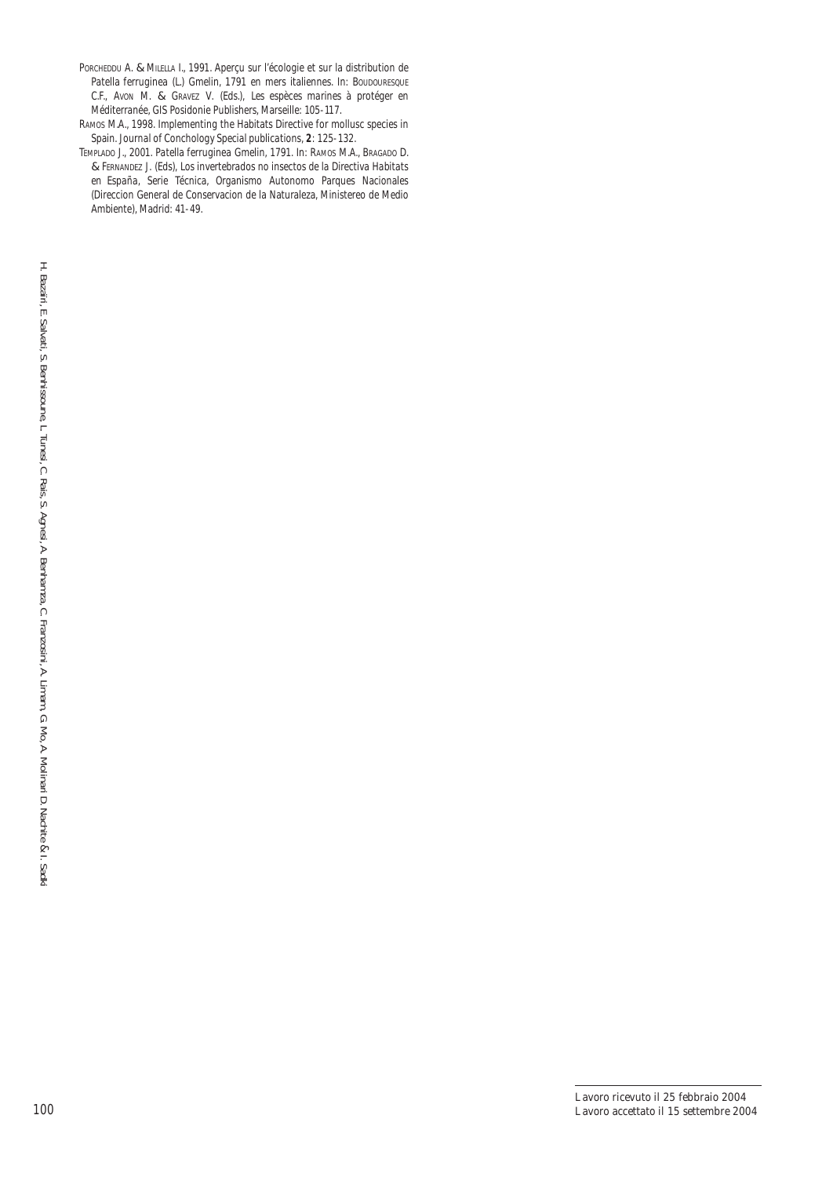PORCHEDDU A. & MILELLA I., 1991. Aperçu sur l'écologie et sur la distribution de *Patella ferruginea* (L.) Gmelin, 1791 en mers italiennes. In: BOUDOURESQUE C.F., AVON M. & GRAVEZ V. (Eds.), *Les espèces marines à protéger en Méditerranée*, GIS Posidonie Publishers, Marseille: 105-117.

RAMOS M.A., 1998. Implementing the Habitats Directive for mollusc species in Spain. *Journal of Conchology Special publications*, **2**: 125-132.

TEMPLADO J., 2001. *Patella ferruginea* Gmelin, 1791. In: RAMOS M.A., BRAGADO D. & FERNANDEZ J. (Eds), *Los invertebrados no insectos de la Directiva Habitats en España*, Serie Técnica, Organismo Autonomo Parques Nacionales (Direccion General de Conservacion de la Naturaleza, Ministereo de Medio Ambiente), Madrid: 41-49.

Lavoro ricevuto il 25 febbraio 2004
Lavoro accettato il 15 settembre 2004